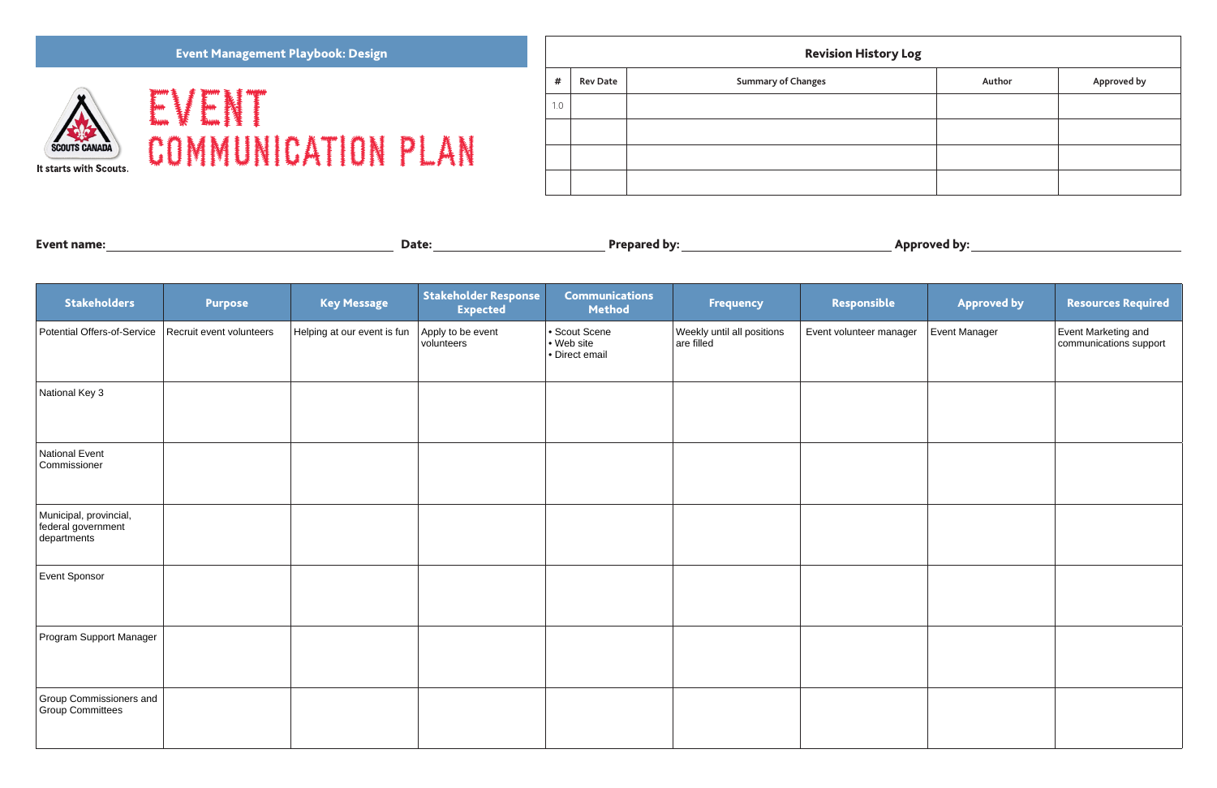**Event Management Playbook: Design**

Scouts Canada — It starts with Scouts.

# EVENT COMMUNICATION PLAN

## Revision History Log

| # | Rev Date | Summary of Changes | Author | Approved by |
|---|---|---|---|---|
| 1.0 | | | | |
| | | | | |
| | | | | |
| | | | | |

**Event name:** ______________________ **Date:** ______________ **Prepared by:** ______________________ **Approved by:** ______________________

| Stakeholders | Purpose | Key Message | Stakeholder Response Expected | Communications Method | Frequency | Responsible | Approved by | Resources Required |
|---|---|---|---|---|---|---|---|---|
| Potential Offers-of-Service | Recruit event volunteers | Helping at our event is fun | Apply to be event volunteers | • Scout Scene<br>• Web site<br>• Direct email | Weekly until all positions are filled | Event volunteer manager | Event Manager | Event Marketing and communications support |
| National Key 3 | | | | | | | | |
| National Event Commissioner | | | | | | | | |
| Municipal, provincial, federal government departments | | | | | | | | |
| Event Sponsor | | | | | | | | |
| Program Support Manager | | | | | | | | |
| Group Commissioners and Group Committees | | | | | | | | |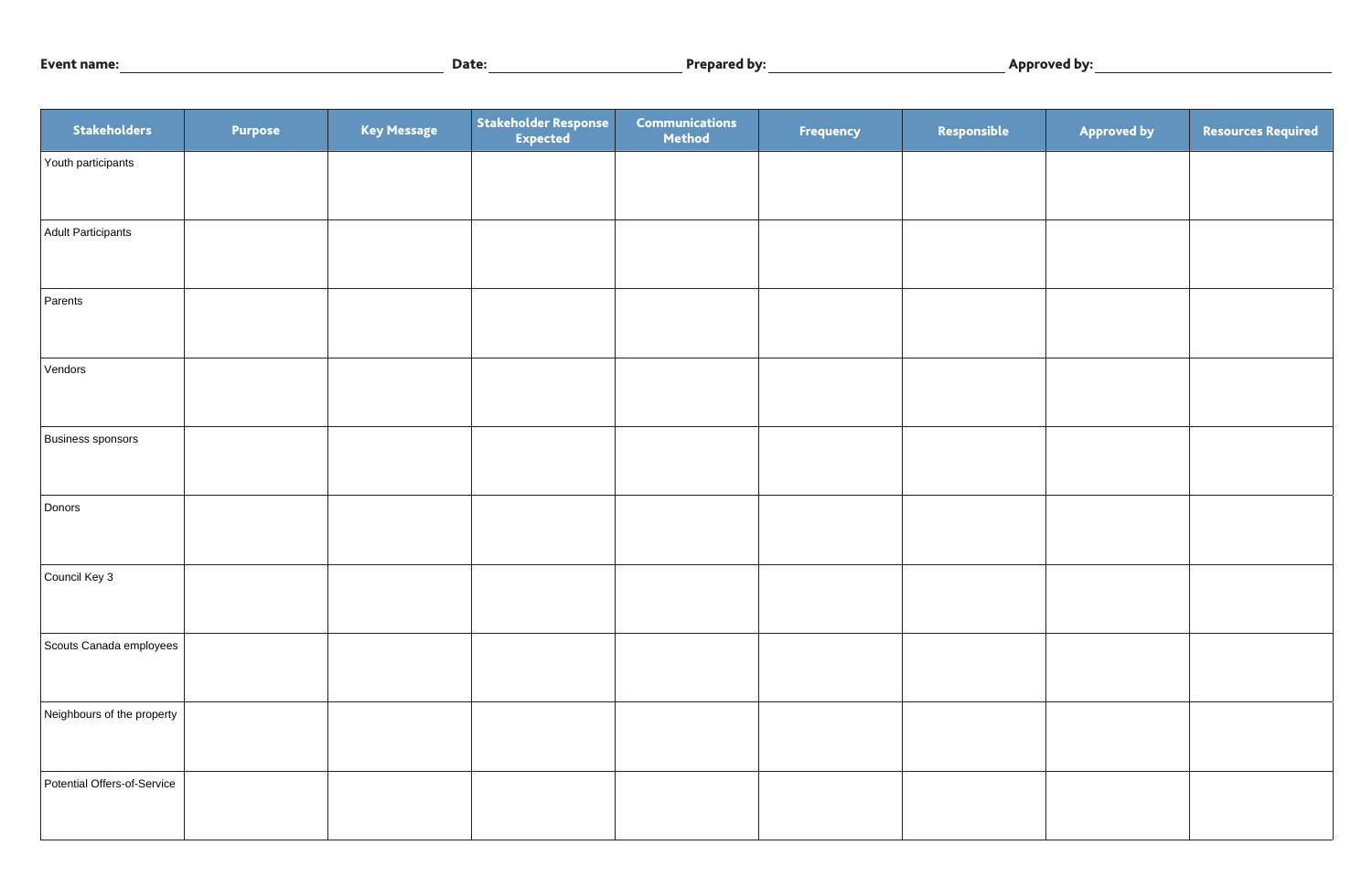**Event name:** ______________________ **Date:** ______________ **Prepared by:** ______________________ **Approved by:** ______________________

| Stakeholders | Purpose | Key Message | Stakeholder Response Expected | Communications Method | Frequency | Responsible | Approved by | Resources Required |
|---|---|---|---|---|---|---|---|---|
| Youth participants | | | | | | | | |
| Adult Participants | | | | | | | | |
| Parents | | | | | | | | |
| Vendors | | | | | | | | |
| Business sponsors | | | | | | | | |
| Donors | | | | | | | | |
| Council Key 3 | | | | | | | | |
| Scouts Canada employees | | | | | | | | |
| Neighbours of the property | | | | | | | | |
| Potential Offers-of-Service | | | | | | | | |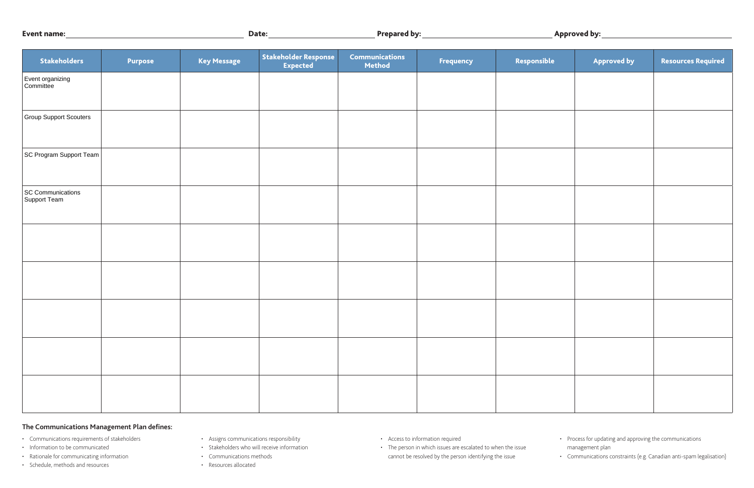**Event name:** ______________________ **Date:** ______________ **Prepared by:** ______________________ **Approved by:** ______________________

| Stakeholders | Purpose | Key Message | Stakeholder Response Expected | Communications Method | Frequency | Responsible | Approved by | Resources Required |
|---|---|---|---|---|---|---|---|---|
| Event organizing Committee | | | | | | | | |
| Group Support Scouters | | | | | | | | |
| SC Program Support Team | | | | | | | | |
| SC Communications Support Team | | | | | | | | |
| | | | | | | | | |
| | | | | | | | | |
| | | | | | | | | |
| | | | | | | | | |
| | | | | | | | | |

**The Communications Management Plan defines:**

- Communications requirements of stakeholders
- Information to be communicated
- Rationale for communicating information
- Schedule, methods and resources
- Assigns communications responsibility
- Stakeholders who will receive information
- Communications methods
- Resources allocated
- Access to information required
- The person in which issues are escalated to when the issue cannot be resolved by the person identifying the issue
- Process for updating and approving the communications management plan
- Communications constraints (e.g. Canadian anti-spam legalisation)